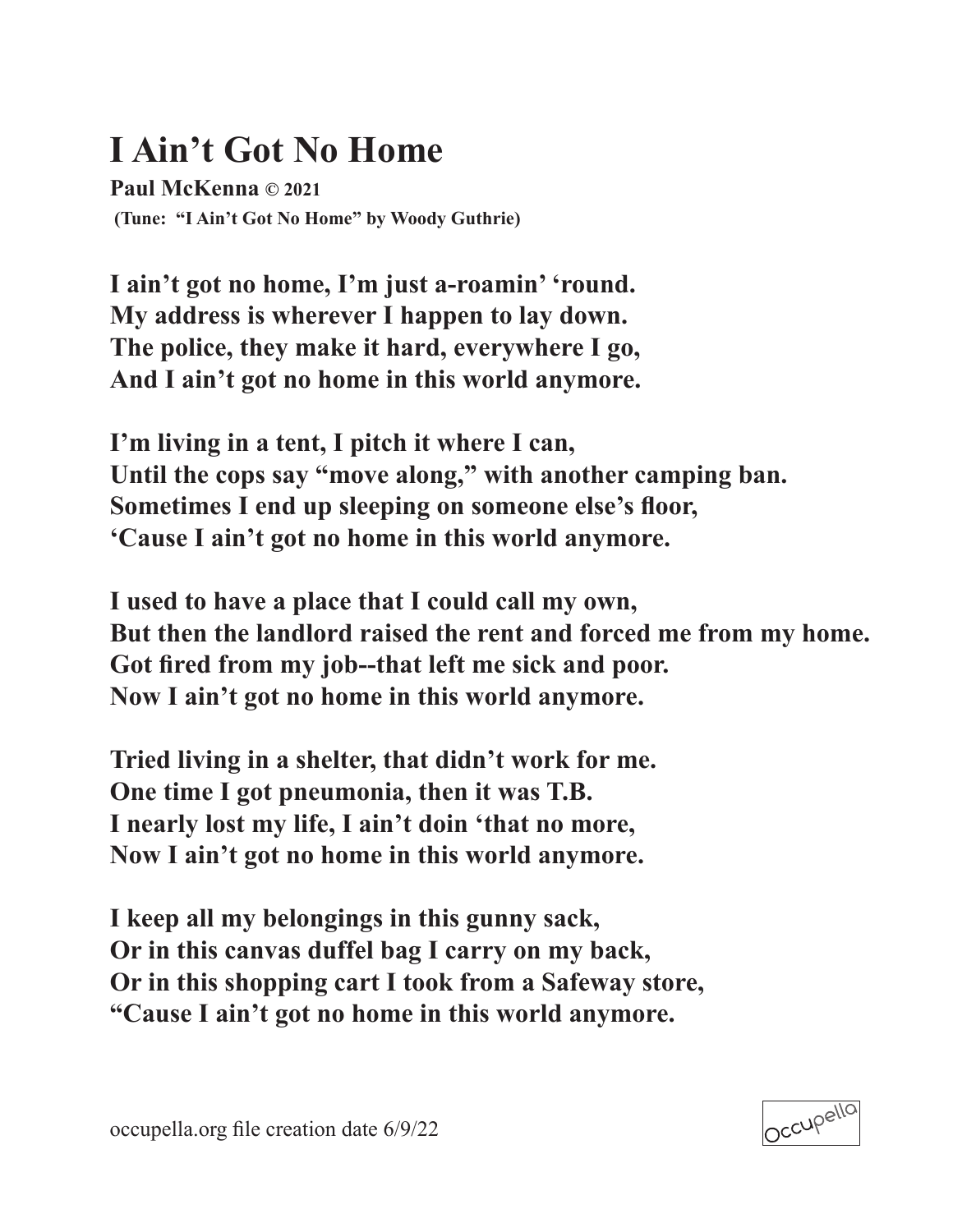# I Ain't Got No Home

**Paul McKenna © 2021**
**(Tune: "I Ain't Got No Home" by Woody Guthrie)**

**I ain't got no home, I'm just a-roamin' 'round.**
**My address is wherever I happen to lay down.**
**The police, they make it hard, everywhere I go,**
**And I ain't got no home in this world anymore.**

**I'm living in a tent, I pitch it where I can,**
**Until the cops say "move along," with another camping ban.**
**Sometimes I end up sleeping on someone else's floor,**
**'Cause I ain't got no home in this world anymore.**

**I used to have a place that I could call my own,**
**But then the landlord raised the rent and forced me from my home.**
**Got fired from my job--that left me sick and poor.**
**Now I ain't got no home in this world anymore.**

**Tried living in a shelter, that didn't work for me.**
**One time I got pneumonia, then it was T.B.**
**I nearly lost my life, I ain't doin 'that no more,**
**Now I ain't got no home in this world anymore.**

**I keep all my belongings in this gunny sack,**
**Or in this canvas duffel bag I carry on my back,**
**Or in this shopping cart I took from a Safeway store,**
**"Cause I ain't got no home in this world anymore.**

occupella.org file creation date 6/9/22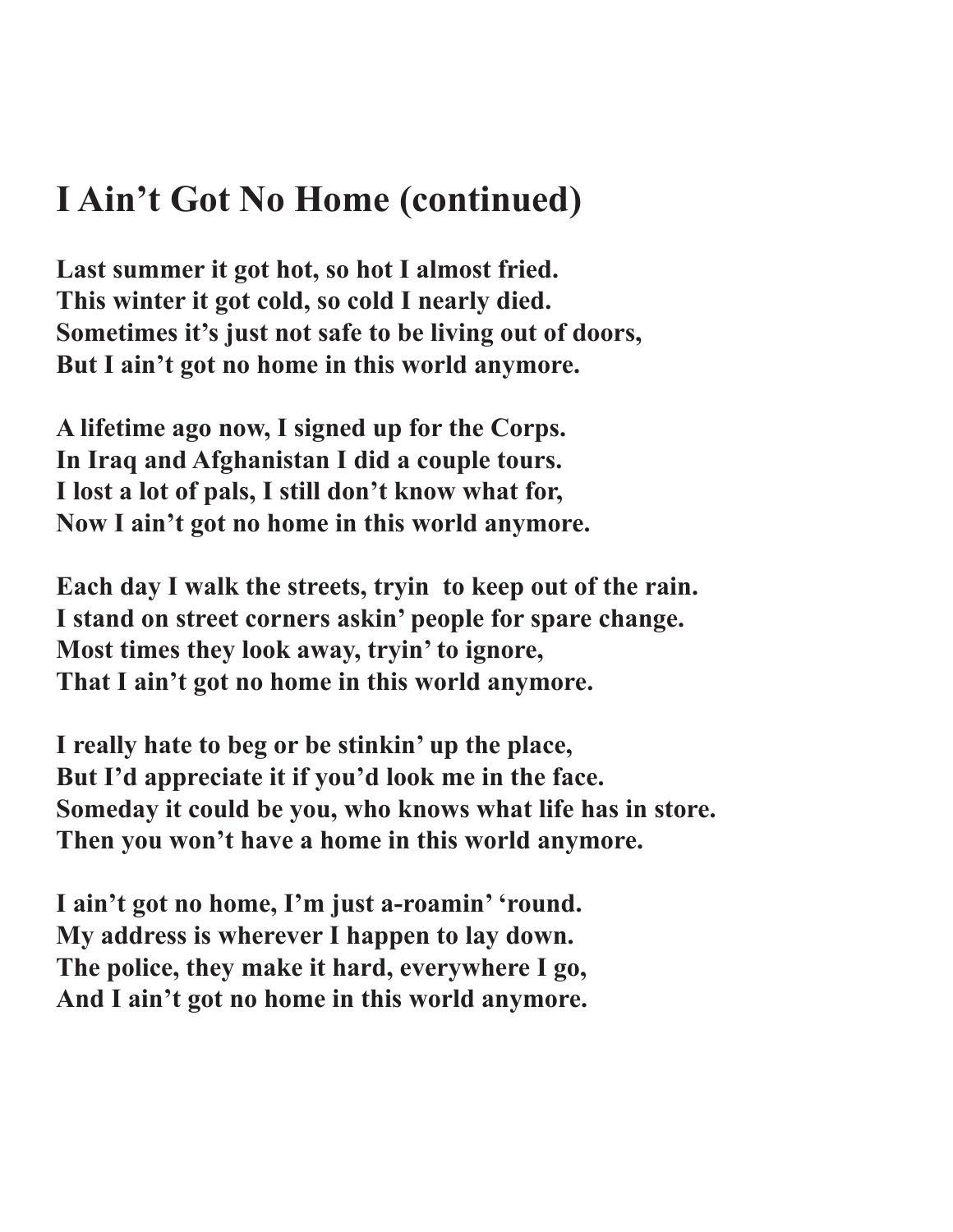# I Ain’t Got No Home (continued)

**Last summer it got hot, so hot I almost fried.**
**This winter it got cold, so cold I nearly died.**
**Sometimes it’s just not safe to be living out of doors,**
**But I ain’t got no home in this world anymore.**

**A lifetime ago now, I signed up for the Corps.**
**In Iraq and Afghanistan I did a couple tours.**
**I lost a lot of pals, I still don’t know what for,**
**Now I ain’t got no home in this world anymore.**

**Each day I walk the streets, tryin  to keep out of the rain.**
**I stand on street corners askin’ people for spare change.**
**Most times they look away, tryin’ to ignore,**
**That I ain’t got no home in this world anymore.**

**I really hate to beg or be stinkin’ up the place,**
**But I’d appreciate it if you’d look me in the face.**
**Someday it could be you, who knows what life has in store.**
**Then you won’t have a home in this world anymore.**

**I ain’t got no home, I’m just a-roamin’ ‘round.**
**My address is wherever I happen to lay down.**
**The police, they make it hard, everywhere I go,**
**And I ain’t got no home in this world anymore.**